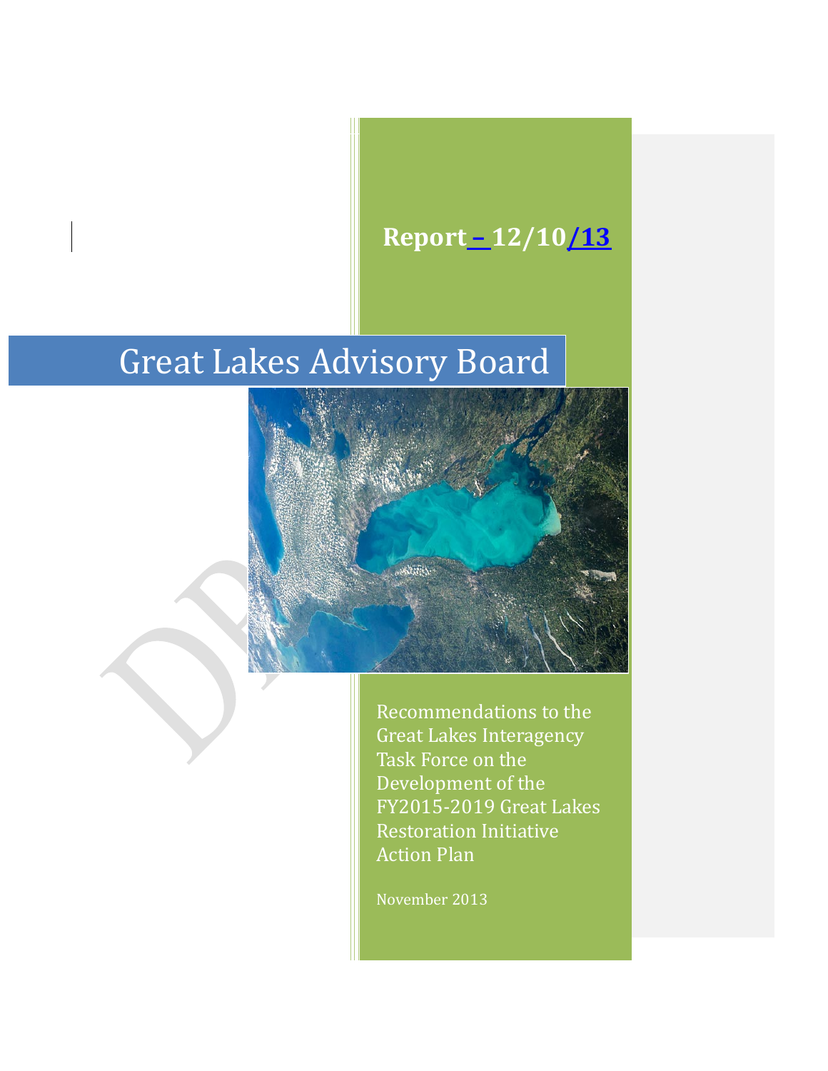**Report – 12/10/13**

# Great Lakes Advisory Board

Recommendations to the Great Lakes Interagency Task Force on the Development of the FY2015-2019 Great Lakes Restoration Initiative Action Plan

November 2013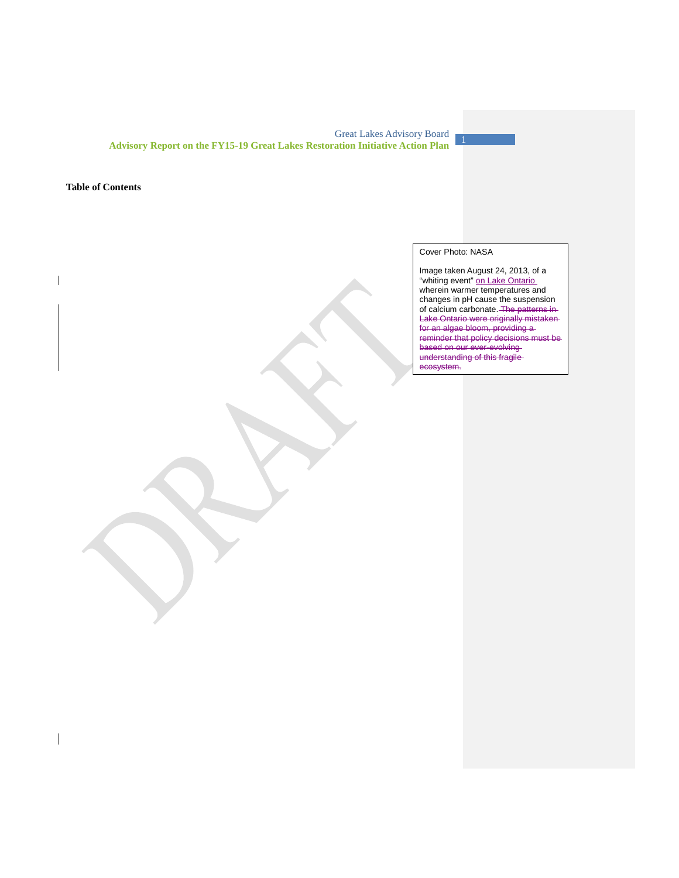**Table of Contents**

Cover Photo: NASA

Image taken August 24, 2013, of a "whiting event" on Lake Ontario wherein warmer temperatures and changes in pH cause the suspension of calcium carbonate. ~~The patterns in Lake Ontario were originally mistaken for an algae bloom, providing a reminder that policy decisions must be based on our ever-evolving understanding of this fragile ecosystem.~~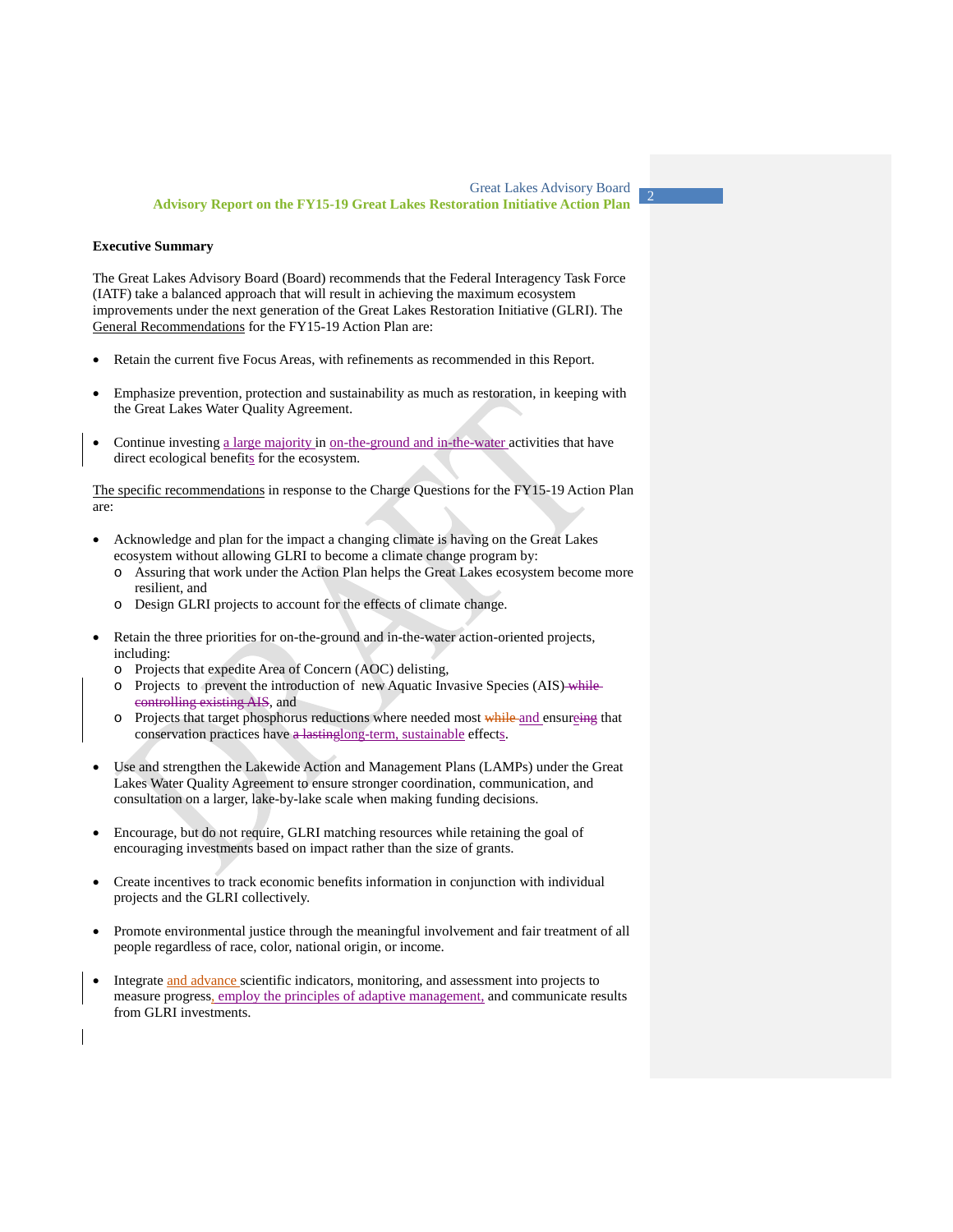**Executive Summary**

The Great Lakes Advisory Board (Board) recommends that the Federal Interagency Task Force (IATF) take a balanced approach that will result in achieving the maximum ecosystem improvements under the next generation of the Great Lakes Restoration Initiative (GLRI). The General Recommendations for the FY15-19 Action Plan are:

- Retain the current five Focus Areas, with refinements as recommended in this Report.
- Emphasize prevention, protection and sustainability as much as restoration, in keeping with the Great Lakes Water Quality Agreement.
- Continue investing a large majority in on-the-ground and in-the-water activities that have direct ecological benefits for the ecosystem.

The specific recommendations in response to the Charge Questions for the FY15-19 Action Plan are:

- Acknowledge and plan for the impact a changing climate is having on the Great Lakes ecosystem without allowing GLRI to become a climate change program by:
  - Assuring that work under the Action Plan helps the Great Lakes ecosystem become more resilient, and
  - Design GLRI projects to account for the effects of climate change.
- Retain the three priorities for on-the-ground and in-the-water action-oriented projects, including:
  - Projects that expedite Area of Concern (AOC) delisting,
  - Projects to prevent the introduction of new Aquatic Invasive Species (AIS)~~ while controlling existing AIS~~, and
  - Projects that target phosphorus reductions where needed most ~~while~~ and ensure~~ing~~ that conservation practices have ~~a lasting~~long-term, sustainable effects.
- Use and strengthen the Lakewide Action and Management Plans (LAMPs) under the Great Lakes Water Quality Agreement to ensure stronger coordination, communication, and consultation on a larger, lake-by-lake scale when making funding decisions.
- Encourage, but do not require, GLRI matching resources while retaining the goal of encouraging investments based on impact rather than the size of grants.
- Create incentives to track economic benefits information in conjunction with individual projects and the GLRI collectively.
- Promote environmental justice through the meaningful involvement and fair treatment of all people regardless of race, color, national origin, or income.
- Integrate and advance scientific indicators, monitoring, and assessment into projects to measure progress, employ the principles of adaptive management, and communicate results from GLRI investments.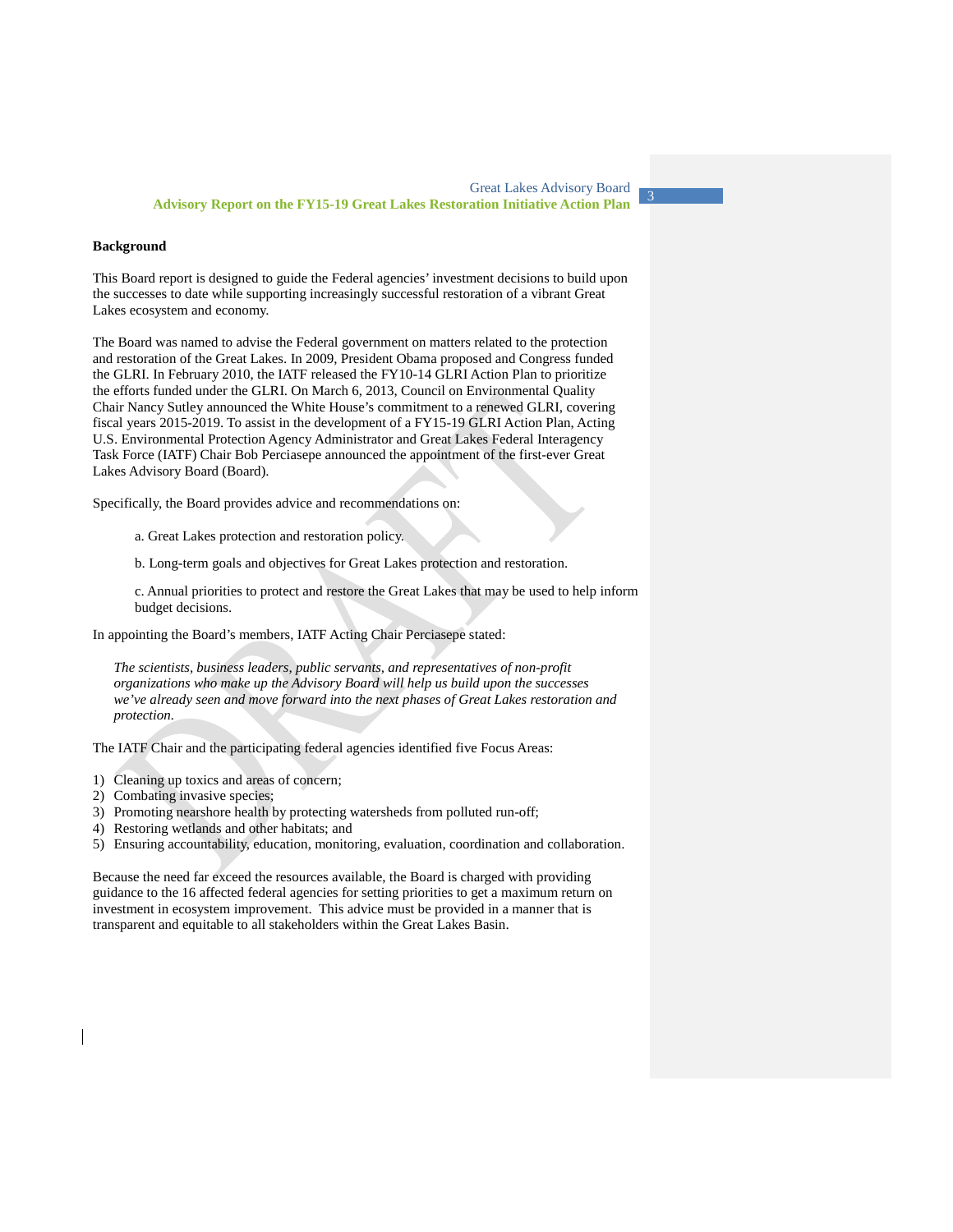**Background**

This Board report is designed to guide the Federal agencies' investment decisions to build upon the successes to date while supporting increasingly successful restoration of a vibrant Great Lakes ecosystem and economy.

The Board was named to advise the Federal government on matters related to the protection and restoration of the Great Lakes. In 2009, President Obama proposed and Congress funded the GLRI. In February 2010, the IATF released the FY10-14 GLRI Action Plan to prioritize the efforts funded under the GLRI. On March 6, 2013, Council on Environmental Quality Chair Nancy Sutley announced the White House's commitment to a renewed GLRI, covering fiscal years 2015-2019. To assist in the development of a FY15-19 GLRI Action Plan, Acting U.S. Environmental Protection Agency Administrator and Great Lakes Federal Interagency Task Force (IATF) Chair Bob Perciasepe announced the appointment of the first-ever Great Lakes Advisory Board (Board).

Specifically, the Board provides advice and recommendations on:

a. Great Lakes protection and restoration policy.

b. Long-term goals and objectives for Great Lakes protection and restoration.

c. Annual priorities to protect and restore the Great Lakes that may be used to help inform budget decisions.

In appointing the Board's members, IATF Acting Chair Perciasepe stated:

> *The scientists, business leaders, public servants, and representatives of non-profit organizations who make up the Advisory Board will help us build upon the successes we've already seen and move forward into the next phases of Great Lakes restoration and protection.*

The IATF Chair and the participating federal agencies identified five Focus Areas:

1) Cleaning up toxics and areas of concern;
2) Combating invasive species;
3) Promoting nearshore health by protecting watersheds from polluted run-off;
4) Restoring wetlands and other habitats; and
5) Ensuring accountability, education, monitoring, evaluation, coordination and collaboration.

Because the need far exceed the resources available, the Board is charged with providing guidance to the 16 affected federal agencies for setting priorities to get a maximum return on investment in ecosystem improvement. This advice must be provided in a manner that is transparent and equitable to all stakeholders within the Great Lakes Basin.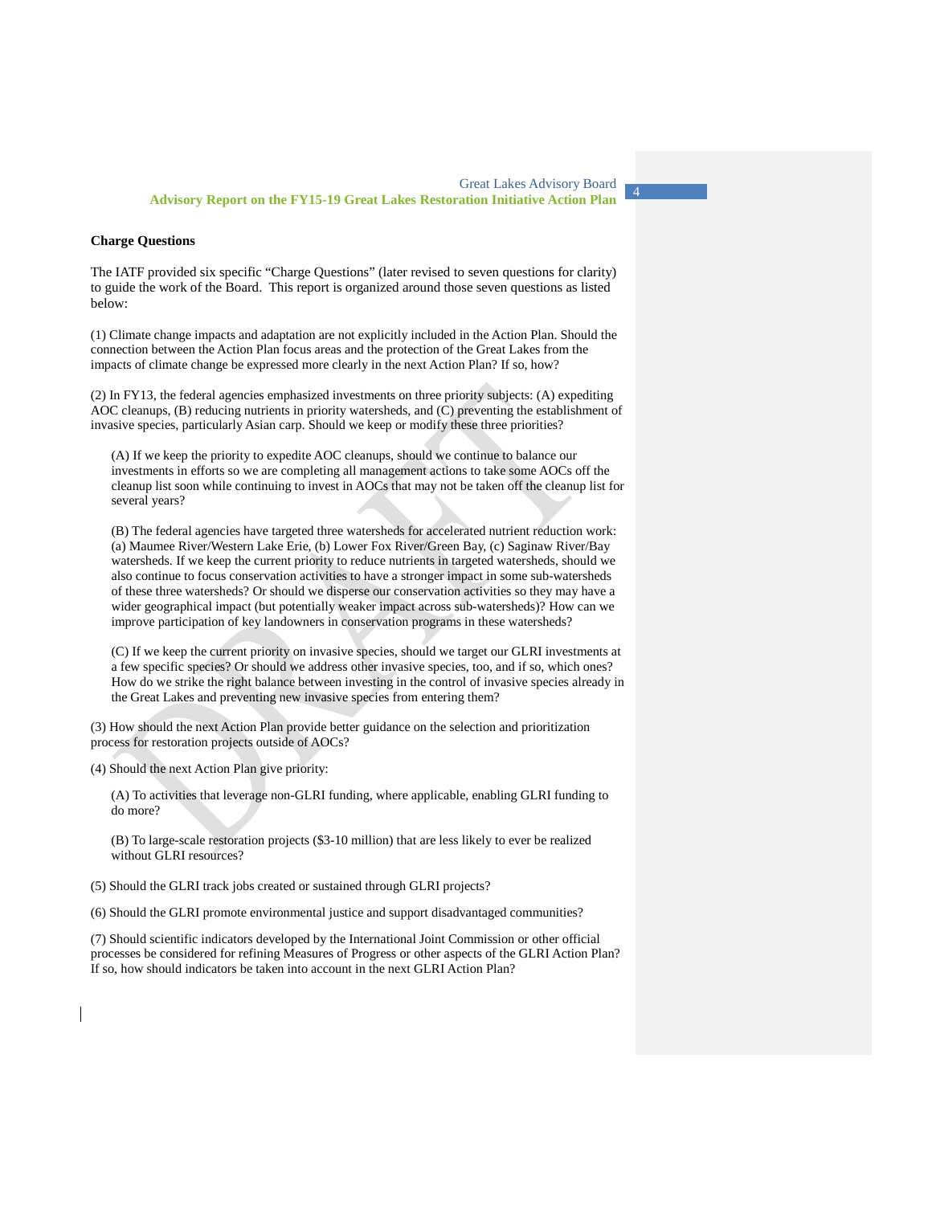## Charge Questions

The IATF provided six specific "Charge Questions" (later revised to seven questions for clarity) to guide the work of the Board. This report is organized around those seven questions as listed below:

(1) Climate change impacts and adaptation are not explicitly included in the Action Plan. Should the connection between the Action Plan focus areas and the protection of the Great Lakes from the impacts of climate change be expressed more clearly in the next Action Plan? If so, how?

(2) In FY13, the federal agencies emphasized investments on three priority subjects: (A) expediting AOC cleanups, (B) reducing nutrients in priority watersheds, and (C) preventing the establishment of invasive species, particularly Asian carp. Should we keep or modify these three priorities?

> (A) If we keep the priority to expedite AOC cleanups, should we continue to balance our investments in efforts so we are completing all management actions to take some AOCs off the cleanup list soon while continuing to invest in AOCs that may not be taken off the cleanup list for several years?
>
> (B) The federal agencies have targeted three watersheds for accelerated nutrient reduction work: (a) Maumee River/Western Lake Erie, (b) Lower Fox River/Green Bay, (c) Saginaw River/Bay watersheds. If we keep the current priority to reduce nutrients in targeted watersheds, should we also continue to focus conservation activities to have a stronger impact in some sub-watersheds of these three watersheds? Or should we disperse our conservation activities so they may have a wider geographical impact (but potentially weaker impact across sub-watersheds)? How can we improve participation of key landowners in conservation programs in these watersheds?
>
> (C) If we keep the current priority on invasive species, should we target our GLRI investments at a few specific species? Or should we address other invasive species, too, and if so, which ones? How do we strike the right balance between investing in the control of invasive species already in the Great Lakes and preventing new invasive species from entering them?

(3) How should the next Action Plan provide better guidance on the selection and prioritization process for restoration projects outside of AOCs?

(4) Should the next Action Plan give priority:

> (A) To activities that leverage non-GLRI funding, where applicable, enabling GLRI funding to do more?
>
> (B) To large-scale restoration projects ($3-10 million) that are less likely to ever be realized without GLRI resources?

(5) Should the GLRI track jobs created or sustained through GLRI projects?

(6) Should the GLRI promote environmental justice and support disadvantaged communities?

(7) Should scientific indicators developed by the International Joint Commission or other official processes be considered for refining Measures of Progress or other aspects of the GLRI Action Plan? If so, how should indicators be taken into account in the next GLRI Action Plan?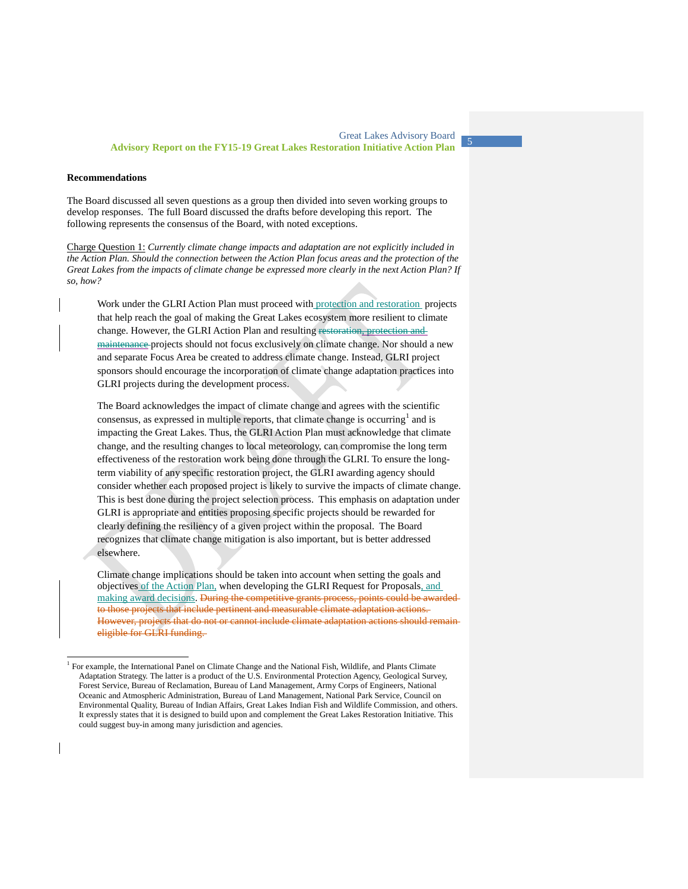**Recommendations**

The Board discussed all seven questions as a group then divided into seven working groups to develop responses. The full Board discussed the drafts before developing this report. The following represents the consensus of the Board, with noted exceptions.

Charge Question 1: *Currently climate change impacts and adaptation are not explicitly included in the Action Plan. Should the connection between the Action Plan focus areas and the protection of the Great Lakes from the impacts of climate change be expressed more clearly in the next Action Plan? If so, how?*

> Work under the GLRI Action Plan must proceed with protection and restoration projects that help reach the goal of making the Great Lakes ecosystem more resilient to climate change. However, the GLRI Action Plan and resulting ~~restoration, protection and maintenance~~ projects should not focus exclusively on climate change. Nor should a new and separate Focus Area be created to address climate change. Instead, GLRI project sponsors should encourage the incorporation of climate change adaptation practices into GLRI projects during the development process.
>
> The Board acknowledges the impact of climate change and agrees with the scientific consensus, as expressed in multiple reports, that climate change is occurring[1] and is impacting the Great Lakes. Thus, the GLRI Action Plan must acknowledge that climate change, and the resulting changes to local meteorology, can compromise the long term effectiveness of the restoration work being done through the GLRI. To ensure the long-term viability of any specific restoration project, the GLRI awarding agency should consider whether each proposed project is likely to survive the impacts of climate change. This is best done during the project selection process. This emphasis on adaptation under GLRI is appropriate and entities proposing specific projects should be rewarded for clearly defining the resiliency of a given project within the proposal. The Board recognizes that climate change mitigation is also important, but is better addressed elsewhere.
>
> Climate change implications should be taken into account when setting the goals and objectives of the Action Plan, when developing the GLRI Request for Proposals, and making award decisions. ~~During the competitive grants process, points could be awarded to those projects that include pertinent and measurable climate adaptation actions. However, projects that do not or cannot include climate adaptation actions should remain eligible for GLRI funding.~~

---

[1] For example, the International Panel on Climate Change and the National Fish, Wildlife, and Plants Climate Adaptation Strategy. The latter is a product of the U.S. Environmental Protection Agency, Geological Survey, Forest Service, Bureau of Reclamation, Bureau of Land Management, Army Corps of Engineers, National Oceanic and Atmospheric Administration, Bureau of Land Management, National Park Service, Council on Environmental Quality, Bureau of Indian Affairs, Great Lakes Indian Fish and Wildlife Commission, and others. It expressly states that it is designed to build upon and complement the Great Lakes Restoration Initiative. This could suggest buy-in among many jurisdiction and agencies.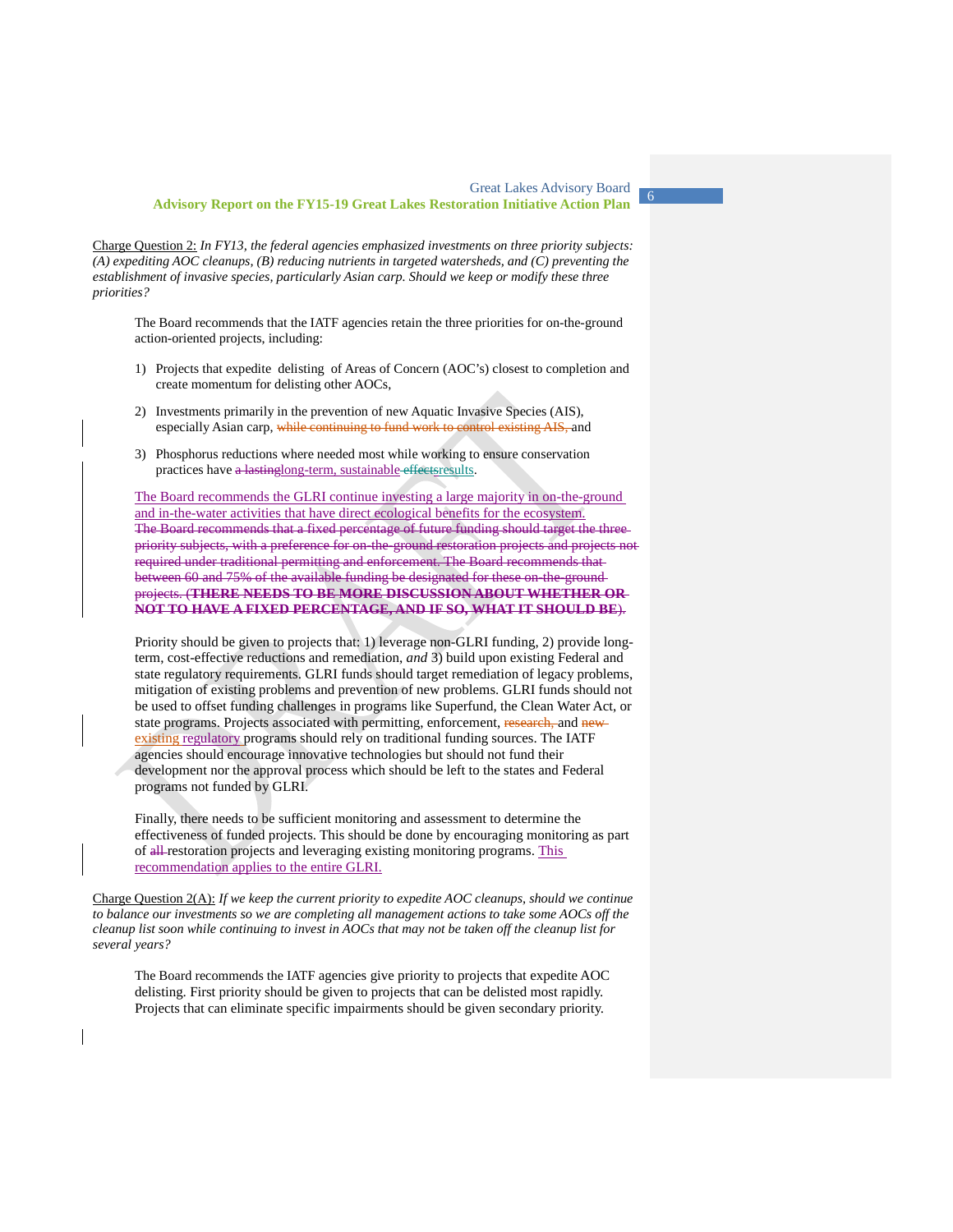Charge Question 2: *In FY13, the federal agencies emphasized investments on three priority subjects: (A) expediting AOC cleanups, (B) reducing nutrients in targeted watersheds, and (C) preventing the establishment of invasive species, particularly Asian carp. Should we keep or modify these three priorities?*

The Board recommends that the IATF agencies retain the three priorities for on-the-ground action-oriented projects, including:

1) Projects that expedite delisting of Areas of Concern (AOC's) closest to completion and create momentum for delisting other AOCs,

2) Investments primarily in the prevention of new Aquatic Invasive Species (AIS), especially Asian carp, ~~while continuing to fund work to control existing AIS,~~ and

3) Phosphorus reductions where needed most while working to ensure conservation practices have ~~a lasting~~long-term, sustainable ~~effects~~results.

The Board recommends the GLRI continue investing a large majority in on-the-ground and in-the-water activities that have direct ecological benefits for the ecosystem. ~~The Board recommends that a fixed percentage of future funding should target the three priority subjects, with a preference for on-the-ground restoration projects and projects not required under traditional permitting and enforcement. The Board recommends that between 60 and 75% of the available funding be designated for these on-the-ground projects. (**THERE NEEDS TO BE MORE DISCUSSION ABOUT WHETHER OR NOT TO HAVE A FIXED PERCENTAGE, AND IF SO, WHAT IT SHOULD BE**).~~

Priority should be given to projects that: 1) leverage non-GLRI funding, 2) provide long-term, cost-effective reductions and remediation, *and* 3) build upon existing Federal and state regulatory requirements. GLRI funds should target remediation of legacy problems, mitigation of existing problems and prevention of new problems. GLRI funds should not be used to offset funding challenges in programs like Superfund, the Clean Water Act, or state programs. Projects associated with permitting, enforcement, ~~research,~~ and ~~new~~ existing regulatory programs should rely on traditional funding sources. The IATF agencies should encourage innovative technologies but should not fund their development nor the approval process which should be left to the states and Federal programs not funded by GLRI.

Finally, there needs to be sufficient monitoring and assessment to determine the effectiveness of funded projects. This should be done by encouraging monitoring as part of ~~all~~ restoration projects and leveraging existing monitoring programs. This recommendation applies to the entire GLRI.

Charge Question 2(A): *If we keep the current priority to expedite AOC cleanups, should we continue to balance our investments so we are completing all management actions to take some AOCs off the cleanup list soon while continuing to invest in AOCs that may not be taken off the cleanup list for several years?*

The Board recommends the IATF agencies give priority to projects that expedite AOC delisting. First priority should be given to projects that can be delisted most rapidly. Projects that can eliminate specific impairments should be given secondary priority.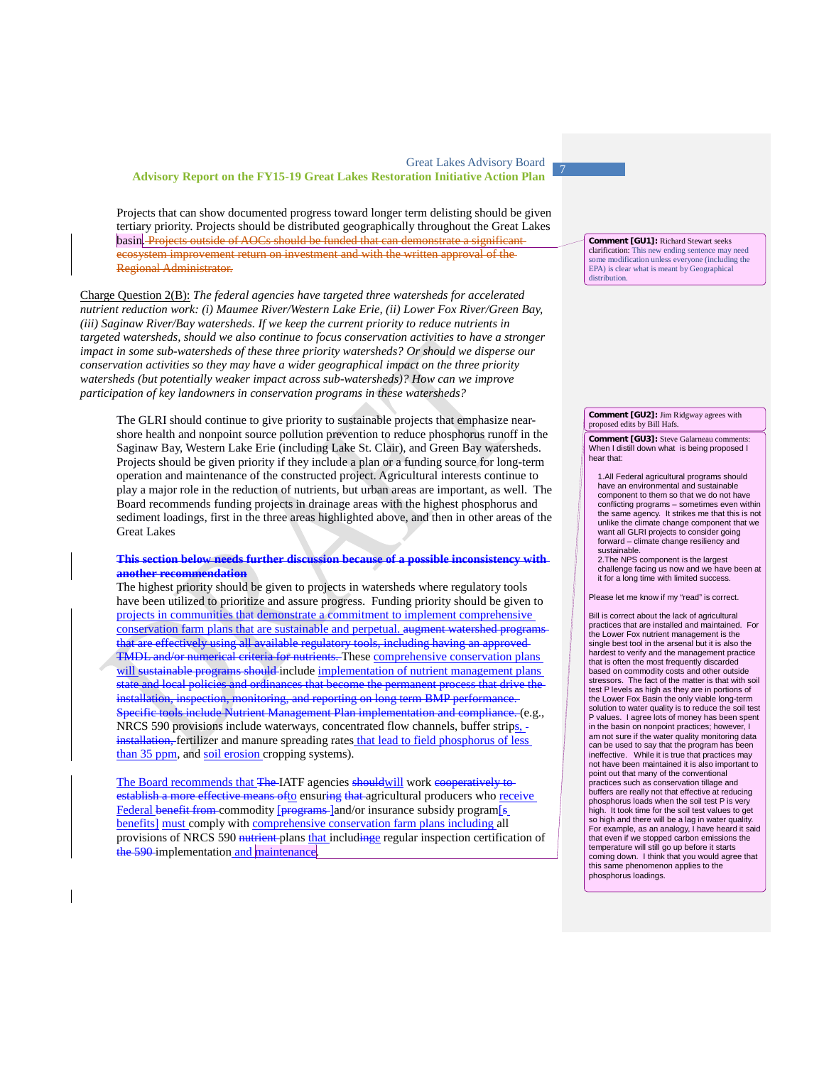Projects that can show documented progress toward longer term delisting should be given tertiary priority. Projects should be distributed geographically throughout the Great Lakes basin. ~~Projects outside of AOCs should be funded that can demonstrate a significant ecosystem improvement return on investment and with the written approval of the Regional Administrator.~~

Charge Question 2(B): *The federal agencies have targeted three watersheds for accelerated nutrient reduction work: (i) Maumee River/Western Lake Erie, (ii) Lower Fox River/Green Bay, (iii) Saginaw River/Bay watersheds. If we keep the current priority to reduce nutrients in targeted watersheds, should we also continue to focus conservation activities to have a stronger impact in some sub-watersheds of these three priority watersheds? Or should we disperse our conservation activities so they may have a wider geographical impact on the three priority watersheds (but potentially weaker impact across sub-watersheds)? How can we improve participation of key landowners in conservation programs in these watersheds?*

The GLRI should continue to give priority to sustainable projects that emphasize near-shore health and nonpoint source pollution prevention to reduce phosphorus runoff in the Saginaw Bay, Western Lake Erie (including Lake St. Clair), and Green Bay watersheds. Projects should be given priority if they include a plan or a funding source for long-term operation and maintenance of the constructed project. Agricultural interests continue to play a major role in the reduction of nutrients, but urban areas are important, as well. The Board recommends funding projects in drainage areas with the highest phosphorus and sediment loadings, first in the three areas highlighted above, and then in other areas of the Great Lakes

~~**This section below needs further discussion because of a possible inconsistency with another recommendation**~~

The highest priority should be given to projects in watersheds where regulatory tools have been utilized to prioritize and assure progress. Funding priority should be given to projects in communities that demonstrate a commitment to implement comprehensive conservation farm plans that are sustainable and perpetual. ~~augment watershed programs that are effectively using all available regulatory tools, including having an approved TMDL and/or numerical criteria for nutrients.~~ These comprehensive conservation plans will ~~sustainable programs should~~ include implementation of nutrient management plans ~~state and local policies and ordinances that become the permanent process that drive the installation, inspection, monitoring, and reporting on long term BMP performance. Specific tools include Nutrient Management Plan implementation and compliance.~~ (e.g., NRCS 590 provisions include waterways, concentrated flow channels, buffer strips, ~~installation,~~ fertilizer and manure spreading rates that lead to field phosphorus of less than 35 ppm, and soil erosion cropping systems).

The Board recommends that ~~The~~ IATF agencies ~~should~~will work ~~cooperatively to establish a more effective means of~~to ensur~~ing~~e ~~that~~ agricultural producers who receive Federal ~~benefit from~~ commodity [~~programs~~ ]and/or insurance subsidy program[s benefits] must comply with comprehensive conservation farm plans including all provisions of NRCS 590 ~~nutrient~~ plans that includ~~ing~~e regular inspection certification of ~~the 590~~ implementation and maintenance.

**Comment [GU1]:** Richard Stewart seeks clarification: This new ending sentence may need some modification unless everyone (including the EPA) is clear what is meant by Geographical distribution.

**Comment [GU2]:** Jim Ridgway agrees with proposed edits by Bill Hafs.

**Comment [GU3]:** Steve Galarneau comments: When I distill down what is being proposed I hear that:

1. All Federal agricultural programs should have an environmental and sustainable component to them so that we do not have conflicting programs – sometimes even within the same agency. It strikes me that this is not unlike the climate change component that we want all GLRI projects to consider going forward – climate change resiliency and sustainable.
2. The NPS component is the largest challenge facing us now and we have been at it for a long time with limited success.

Please let me know if my "read" is correct.

Bill is correct about the lack of agricultural practices that are installed and maintained. For the Lower Fox nutrient management is the single best tool in the arsenal but it is also the hardest to verify and the management practice that is often the most frequently discarded based on commodity costs and other outside stressors. The fact of the matter is that with soil test P levels as high as they are in portions of the Lower Fox Basin the only viable long-term solution to water quality is to reduce the soil test P values. I agree lots of money has been spent in the basin on nonpoint practices; however, I am not sure if the water quality monitoring data can be used to say that the program has been ineffective. While it is true that practices may not have been maintained it is also important to point out that many of the conventional practices such as conservation tillage and buffers are really not that effective at reducing phosphorus loads when the soil test P is very high. It took time for the soil test values to get so high and there will be a lag in water quality. For example, as an analogy, I have heard it said that even if we stopped carbon emissions the temperature will still go up before it starts coming down. I think that you would agree that this same phenomenon applies to the phosphorus loadings.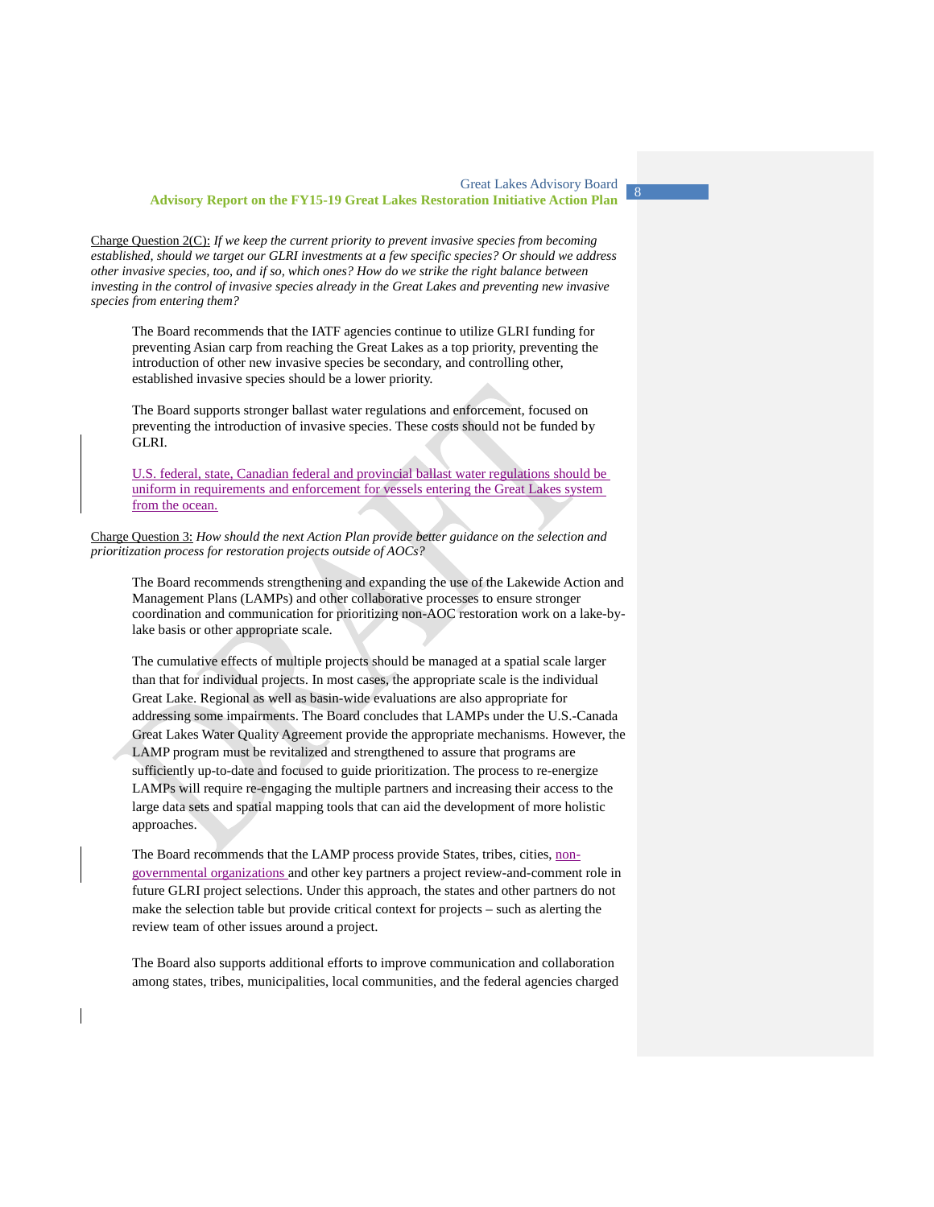Charge Question 2(C): *If we keep the current priority to prevent invasive species from becoming established, should we target our GLRI investments at a few specific species? Or should we address other invasive species, too, and if so, which ones? How do we strike the right balance between investing in the control of invasive species already in the Great Lakes and preventing new invasive species from entering them?*

The Board recommends that the IATF agencies continue to utilize GLRI funding for preventing Asian carp from reaching the Great Lakes as a top priority, preventing the introduction of other new invasive species be secondary, and controlling other, established invasive species should be a lower priority.

The Board supports stronger ballast water regulations and enforcement, focused on preventing the introduction of invasive species. These costs should not be funded by GLRI.

U.S. federal, state, Canadian federal and provincial ballast water regulations should be uniform in requirements and enforcement for vessels entering the Great Lakes system from the ocean.

Charge Question 3: *How should the next Action Plan provide better guidance on the selection and prioritization process for restoration projects outside of AOCs?*

The Board recommends strengthening and expanding the use of the Lakewide Action and Management Plans (LAMPs) and other collaborative processes to ensure stronger coordination and communication for prioritizing non-AOC restoration work on a lake-by-lake basis or other appropriate scale.

The cumulative effects of multiple projects should be managed at a spatial scale larger than that for individual projects. In most cases, the appropriate scale is the individual Great Lake. Regional as well as basin-wide evaluations are also appropriate for addressing some impairments. The Board concludes that LAMPs under the U.S.-Canada Great Lakes Water Quality Agreement provide the appropriate mechanisms. However, the LAMP program must be revitalized and strengthened to assure that programs are sufficiently up-to-date and focused to guide prioritization. The process to re-energize LAMPs will require re-engaging the multiple partners and increasing their access to the large data sets and spatial mapping tools that can aid the development of more holistic approaches.

The Board recommends that the LAMP process provide States, tribes, cities, non-governmental organizations and other key partners a project review-and-comment role in future GLRI project selections. Under this approach, the states and other partners do not make the selection table but provide critical context for projects – such as alerting the review team of other issues around a project.

The Board also supports additional efforts to improve communication and collaboration among states, tribes, municipalities, local communities, and the federal agencies charged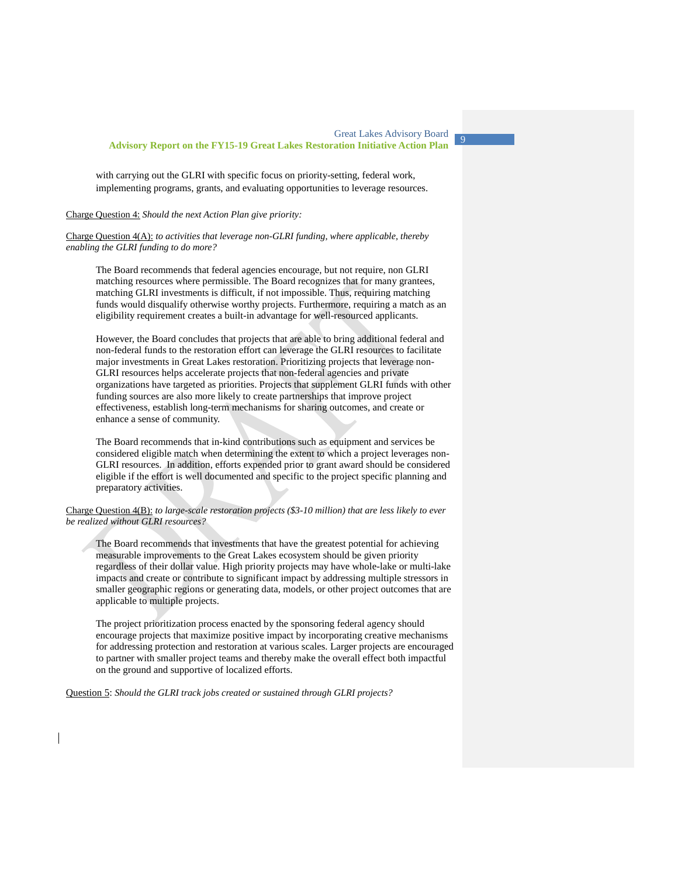with carrying out the GLRI with specific focus on priority-setting, federal work, implementing programs, grants, and evaluating opportunities to leverage resources.

Charge Question 4: *Should the next Action Plan give priority:*

Charge Question 4(A): *to activities that leverage non-GLRI funding, where applicable, thereby enabling the GLRI funding to do more?*

The Board recommends that federal agencies encourage, but not require, non GLRI matching resources where permissible. The Board recognizes that for many grantees, matching GLRI investments is difficult, if not impossible. Thus, requiring matching funds would disqualify otherwise worthy projects. Furthermore, requiring a match as an eligibility requirement creates a built-in advantage for well-resourced applicants.

However, the Board concludes that projects that are able to bring additional federal and non-federal funds to the restoration effort can leverage the GLRI resources to facilitate major investments in Great Lakes restoration. Prioritizing projects that leverage non-GLRI resources helps accelerate projects that non-federal agencies and private organizations have targeted as priorities. Projects that supplement GLRI funds with other funding sources are also more likely to create partnerships that improve project effectiveness, establish long-term mechanisms for sharing outcomes, and create or enhance a sense of community.

The Board recommends that in-kind contributions such as equipment and services be considered eligible match when determining the extent to which a project leverages non-GLRI resources. In addition, efforts expended prior to grant award should be considered eligible if the effort is well documented and specific to the project specific planning and preparatory activities.

Charge Question 4(B): *to large-scale restoration projects ($3-10 million) that are less likely to ever be realized without GLRI resources?*

The Board recommends that investments that have the greatest potential for achieving measurable improvements to the Great Lakes ecosystem should be given priority regardless of their dollar value. High priority projects may have whole-lake or multi-lake impacts and create or contribute to significant impact by addressing multiple stressors in smaller geographic regions or generating data, models, or other project outcomes that are applicable to multiple projects.

The project prioritization process enacted by the sponsoring federal agency should encourage projects that maximize positive impact by incorporating creative mechanisms for addressing protection and restoration at various scales. Larger projects are encouraged to partner with smaller project teams and thereby make the overall effect both impactful on the ground and supportive of localized efforts.

Question 5: *Should the GLRI track jobs created or sustained through GLRI projects?*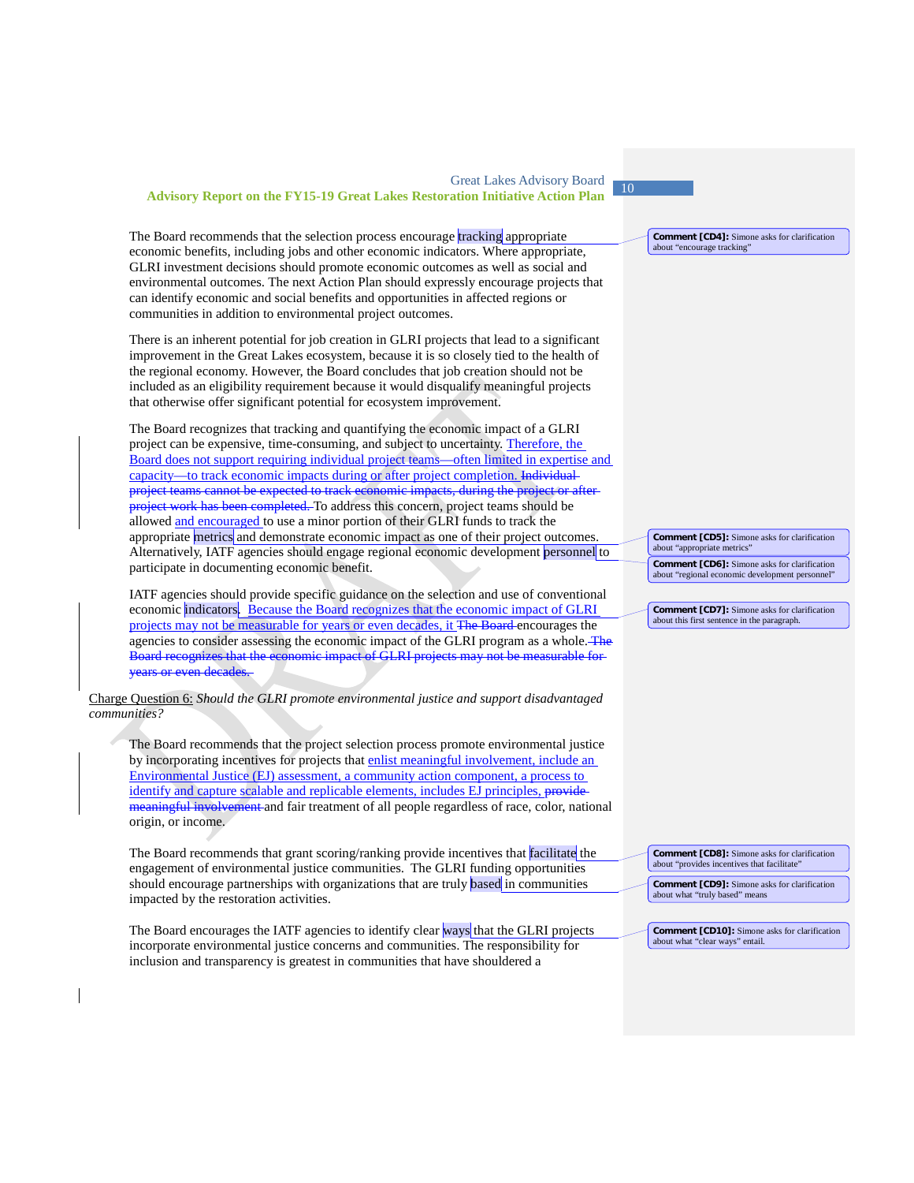The Board recommends that the selection process encourage tracking appropriate economic benefits, including jobs and other economic indicators. Where appropriate, GLRI investment decisions should promote economic outcomes as well as social and environmental outcomes. The next Action Plan should expressly encourage projects that can identify economic and social benefits and opportunities in affected regions or communities in addition to environmental project outcomes.

There is an inherent potential for job creation in GLRI projects that lead to a significant improvement in the Great Lakes ecosystem, because it is so closely tied to the health of the regional economy. However, the Board concludes that job creation should not be included as an eligibility requirement because it would disqualify meaningful projects that otherwise offer significant potential for ecosystem improvement.

The Board recognizes that tracking and quantifying the economic impact of a GLRI project can be expensive, time-consuming, and subject to uncertainty. Therefore, the Board does not support requiring individual project teams—often limited in expertise and capacity—to track economic impacts during or after project completion. ~~Individual project teams cannot be expected to track economic impacts, during the project or after project work has been completed.~~ To address this concern, project teams should be allowed and encouraged to use a minor portion of their GLRI funds to track the appropriate metrics and demonstrate economic impact as one of their project outcomes. Alternatively, IATF agencies should engage regional economic development personnel to participate in documenting economic benefit.

IATF agencies should provide specific guidance on the selection and use of conventional economic indicators. Because the Board recognizes that the economic impact of GLRI projects may not be measurable for years or even decades, it ~~The Board~~ encourages the agencies to consider assessing the economic impact of the GLRI program as a whole. ~~The Board recognizes that the economic impact of GLRI projects may not be measurable for years or even decades.~~

Charge Question 6: *Should the GLRI promote environmental justice and support disadvantaged communities?*

The Board recommends that the project selection process promote environmental justice by incorporating incentives for projects that enlist meaningful involvement, include an Environmental Justice (EJ) assessment, a community action component, a process to identify and capture scalable and replicable elements, includes EJ principles, ~~provide meaningful involvement~~ and fair treatment of all people regardless of race, color, national origin, or income.

The Board recommends that grant scoring/ranking provide incentives that facilitate the engagement of environmental justice communities. The GLRI funding opportunities should encourage partnerships with organizations that are truly based in communities impacted by the restoration activities.

The Board encourages the IATF agencies to identify clear ways that the GLRI projects incorporate environmental justice concerns and communities. The responsibility for inclusion and transparency is greatest in communities that have shouldered a

**Comment [CD4]:** Simone asks for clarification about "encourage tracking"

**Comment [CD5]:** Simone asks for clarification about "appropriate metrics"

**Comment [CD6]:** Simone asks for clarification about "regional economic development personnel"

**Comment [CD7]:** Simone asks for clarification about this first sentence in the paragraph.

**Comment [CD8]:** Simone asks for clarification about "provides incentives that facilitate"

**Comment [CD9]:** Simone asks for clarification about what "truly based" means

**Comment [CD10]:** Simone asks for clarification about what "clear ways" entail.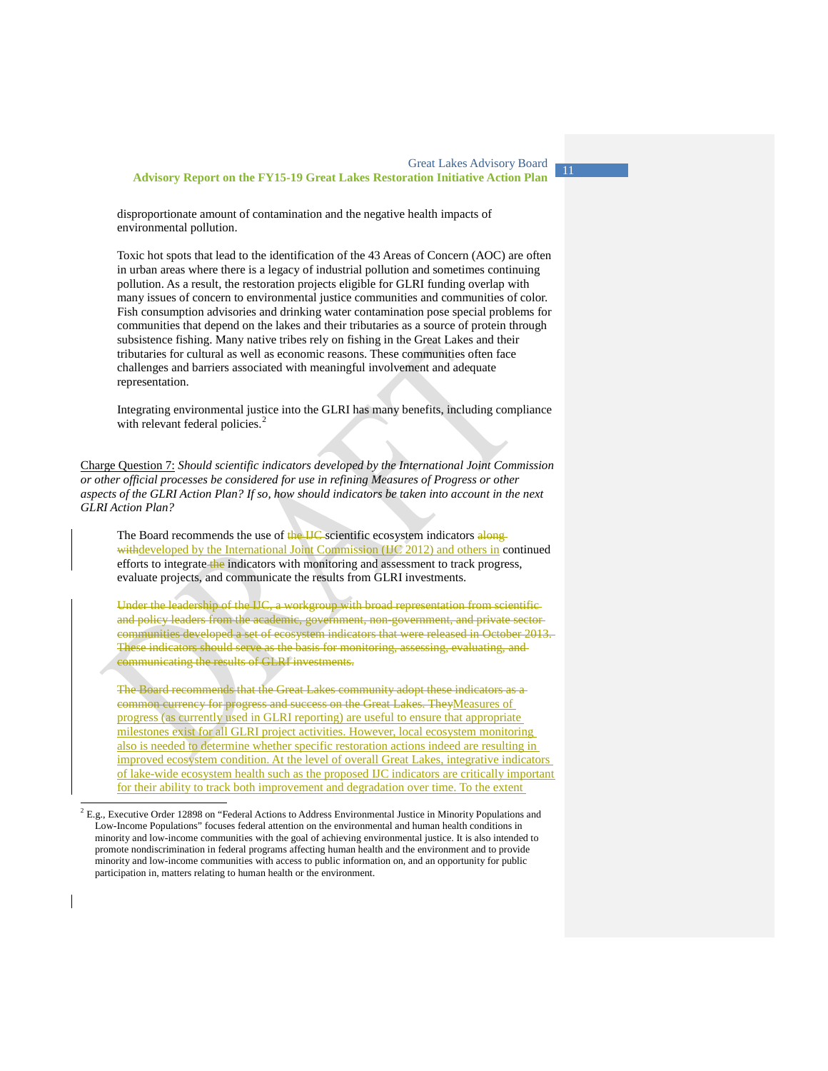disproportionate amount of contamination and the negative health impacts of environmental pollution.

Toxic hot spots that lead to the identification of the 43 Areas of Concern (AOC) are often in urban areas where there is a legacy of industrial pollution and sometimes continuing pollution. As a result, the restoration projects eligible for GLRI funding overlap with many issues of concern to environmental justice communities and communities of color. Fish consumption advisories and drinking water contamination pose special problems for communities that depend on the lakes and their tributaries as a source of protein through subsistence fishing. Many native tribes rely on fishing in the Great Lakes and their tributaries for cultural as well as economic reasons. These communities often face challenges and barriers associated with meaningful involvement and adequate representation.

Integrating environmental justice into the GLRI has many benefits, including compliance with relevant federal policies.[2]

Charge Question 7: *Should scientific indicators developed by the International Joint Commission or other official processes be considered for use in refining Measures of Progress or other aspects of the GLRI Action Plan? If so, how should indicators be taken into account in the next GLRI Action Plan?*

The Board recommends the use of ~~the IJC~~ scientific ecosystem indicators ~~along with~~developed by the International Joint Commission (IJC 2012) and others in continued efforts to integrate ~~the~~ indicators with monitoring and assessment to track progress, evaluate projects, and communicate the results from GLRI investments.

~~Under the leadership of the IJC, a workgroup with broad representation from scientific and policy leaders from the academic, government, non-government, and private sector communities developed a set of ecosystem indicators that were released in October 2013. These indicators should serve as the basis for monitoring, assessing, evaluating, and communicating the results of GLRI investments.~~

~~The Board recommends that the Great Lakes community adopt these indicators as a common currency for progress and success on the Great Lakes. They~~Measures of progress (as currently used in GLRI reporting) are useful to ensure that appropriate milestones exist for all GLRI project activities. However, local ecosystem monitoring also is needed to determine whether specific restoration actions indeed are resulting in improved ecosystem condition. At the level of overall Great Lakes, integrative indicators of lake-wide ecosystem health such as the proposed IJC indicators are critically important for their ability to track both improvement and degradation over time. To the extent

[2] E.g., Executive Order 12898 on "Federal Actions to Address Environmental Justice in Minority Populations and Low-Income Populations" focuses federal attention on the environmental and human health conditions in minority and low-income communities with the goal of achieving environmental justice. It is also intended to promote nondiscrimination in federal programs affecting human health and the environment and to provide minority and low-income communities with access to public information on, and an opportunity for public participation in, matters relating to human health or the environment.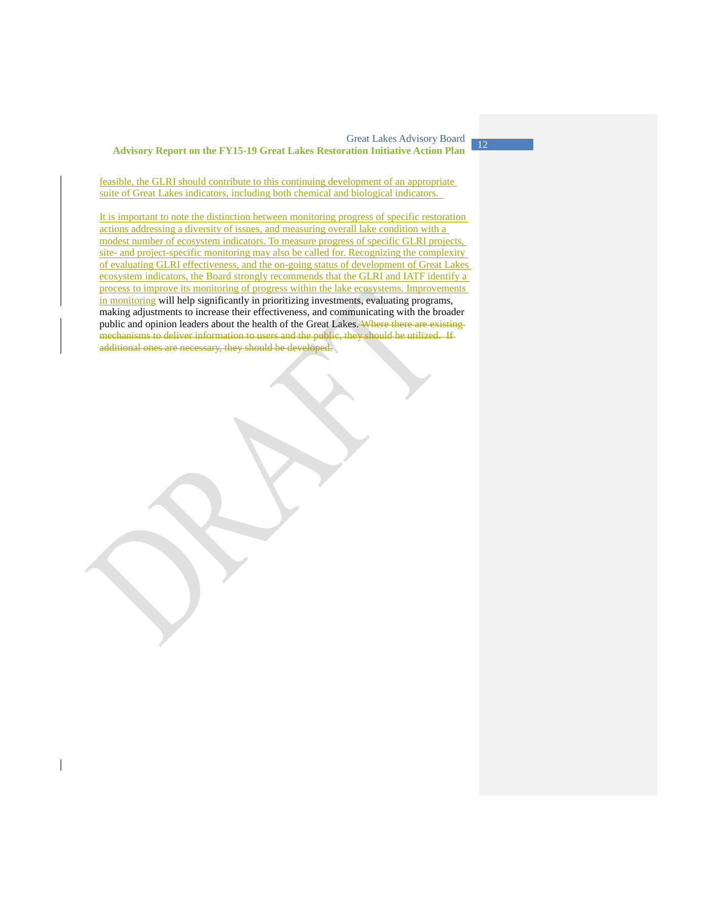feasible, the GLRI should contribute to this continuing development of an appropriate suite of Great Lakes indicators, including both chemical and biological indicators.

It is important to note the distinction between monitoring progress of specific restoration actions addressing a diversity of issues, and measuring overall lake condition with a modest number of ecosystem indicators. To measure progress of specific GLRI projects, site- and project-specific monitoring may also be called for. Recognizing the complexity of evaluating GLRI effectiveness, and the on-going status of development of Great Lakes ecosystem indicators, the Board strongly recommends that the GLRI and IATF identify a process to improve its monitoring of progress within the lake ecosystems. Improvements in monitoring will help significantly in prioritizing investments, evaluating programs, making adjustments to increase their effectiveness, and communicating with the broader public and opinion leaders about the health of the Great Lakes. ~~Where there are existing mechanisms to deliver information to users and the public, they should be utilized. If additional ones are necessary, they should be developed.~~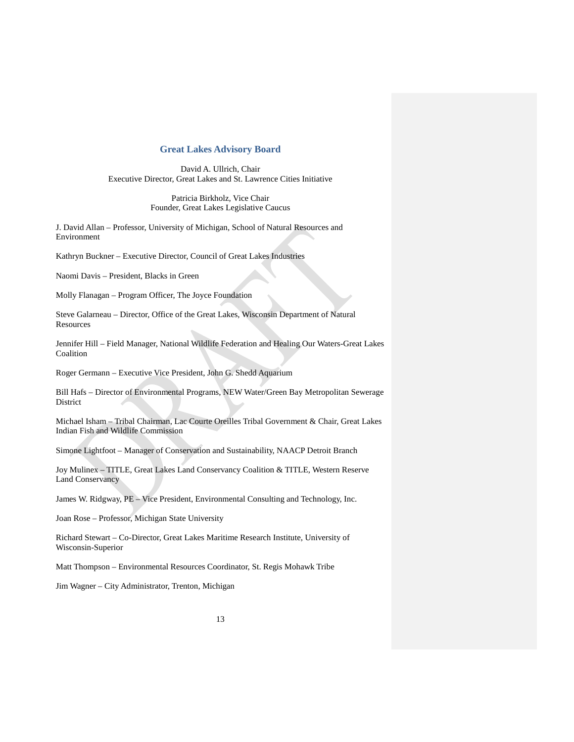## Great Lakes Advisory Board

David A. Ullrich, Chair
Executive Director, Great Lakes and St. Lawrence Cities Initiative

Patricia Birkholz, Vice Chair
Founder, Great Lakes Legislative Caucus

J. David Allan – Professor, University of Michigan, School of Natural Resources and Environment

Kathryn Buckner – Executive Director, Council of Great Lakes Industries

Naomi Davis – President, Blacks in Green

Molly Flanagan – Program Officer, The Joyce Foundation

Steve Galarneau – Director, Office of the Great Lakes, Wisconsin Department of Natural Resources

Jennifer Hill – Field Manager, National Wildlife Federation and Healing Our Waters-Great Lakes Coalition

Roger Germann – Executive Vice President, John G. Shedd Aquarium

Bill Hafs – Director of Environmental Programs, NEW Water/Green Bay Metropolitan Sewerage District

Michael Isham – Tribal Chairman, Lac Courte Oreilles Tribal Government & Chair, Great Lakes Indian Fish and Wildlife Commission

Simone Lightfoot – Manager of Conservation and Sustainability, NAACP Detroit Branch

Joy Mulinex – TITLE, Great Lakes Land Conservancy Coalition & TITLE, Western Reserve Land Conservancy

James W. Ridgway, PE – Vice President, Environmental Consulting and Technology, Inc.

Joan Rose – Professor, Michigan State University

Richard Stewart – Co-Director, Great Lakes Maritime Research Institute, University of Wisconsin-Superior

Matt Thompson – Environmental Resources Coordinator, St. Regis Mohawk Tribe

Jim Wagner – City Administrator, Trenton, Michigan